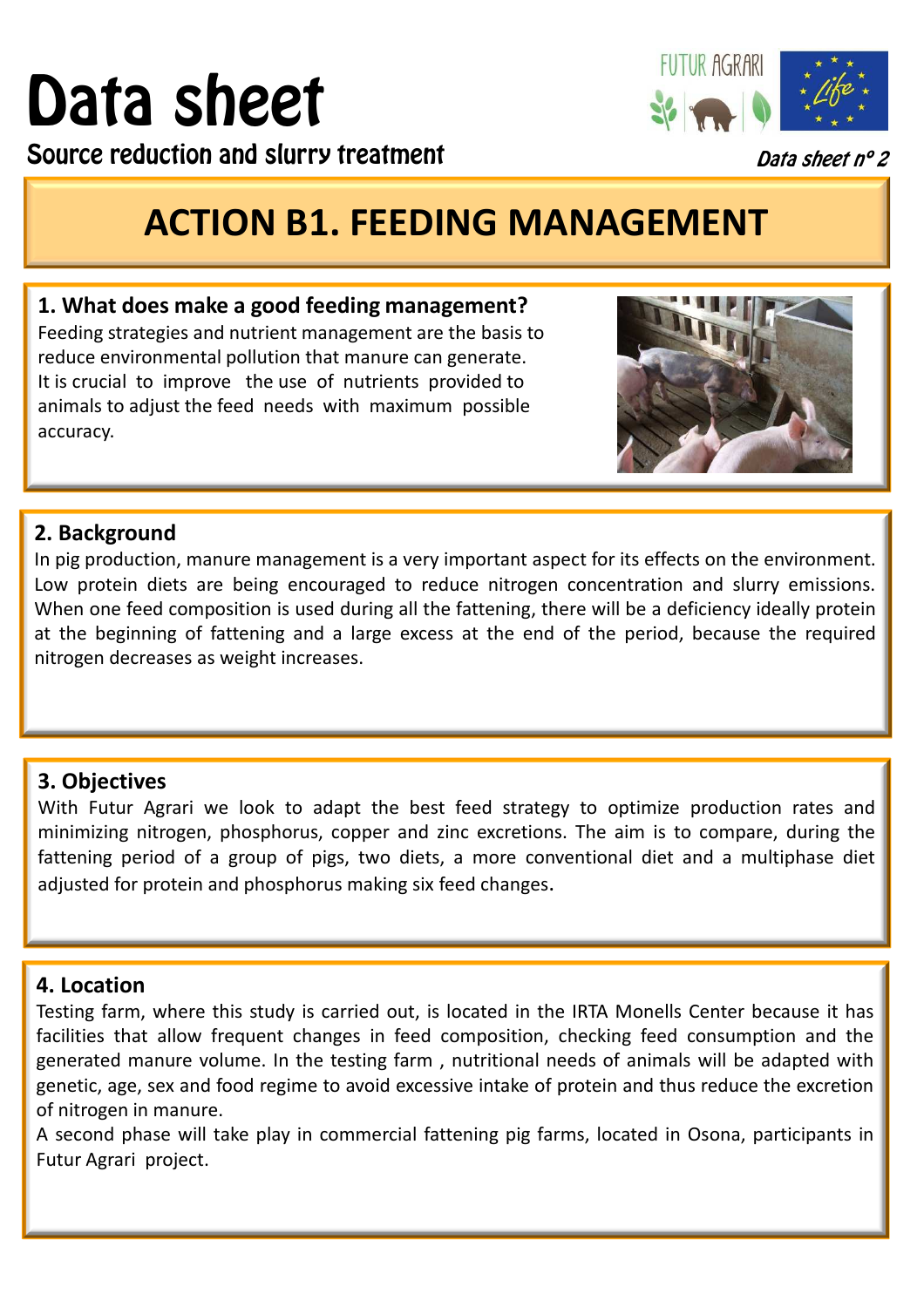# Data sheet

## Source reduction and slurry treatment

FUTUR AGRARI

*Data sheet nº 2*

# ACTION B1. FEEDING MANAGEMENT

### 1. What does make a good feeding management?

Feeding strategies and nutrient management are the basis to reduce environmental pollution that manure can generate. It is crucial to improve the use of nutrients provided to animals to adjust the feed needs with maximum possible accuracy.

### 2. Background

In pig production, manure management is a very important aspect for its effects on the environment. Low protein diets are being encouraged to reduce nitrogen concentration and slurry emissions. When one feed composition is used during all the fattening, there will be a deficiency ideally protein at the beginning of fattening and a large excess at the end of the period, because the required nitrogen decreases as weight increases.

### 3. Objectives

With Futur Agrari we look to adapt the best feed strategy to optimize production rates and minimizing nitrogen, phosphorus, copper and zinc excretions. The aim is to compare, during the fattening period of a group of pigs, two diets, a more conventional diet and a multiphase diet adjusted for protein and phosphorus making six feed changes.

### 4. Location

Testing farm, where this study is carried out, is located in the IRTA Monells Center because it has facilities that allow frequent changes in feed composition, checking feed consumption and the generated manure volume. In the testing farm , nutritional needs of animals will be adapted with genetic, age, sex and food regime to avoid excessive intake of protein and thus reduce the excretion of nitrogen in manure.

A second phase will take play in commercial fattening pig farms, located in Osona, participants in Futur Agrari project.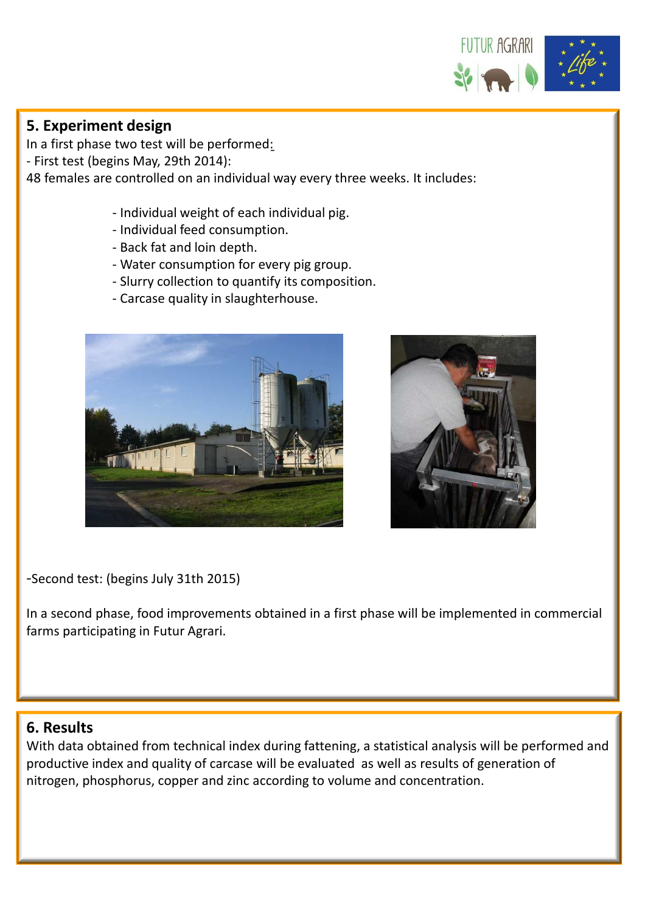## 5. Experiment design

In a first phase two test will be performed:

- First test (begins May, 29th 2014):

48 females are controlled on an individual way every three weeks. It includes:

- Individual weight of each individual pig.
- Individual feed consumption.
- Back fat and loin depth.
- Water consumption for every pig group.
- Slurry collection to quantify its composition.
- Carcase quality in slaughterhouse.

-Second test: (begins July 31th 2015)

In a second phase, food improvements obtained in a first phase will be implemented in commercial farms participating in Futur Agrari.

## 6. Results

With data obtained from technical index during fattening, a statistical analysis will be performed and productive index and quality of carcase will be evaluated as well as results of generation of nitrogen, phosphorus, copper and zinc according to volume and concentration.